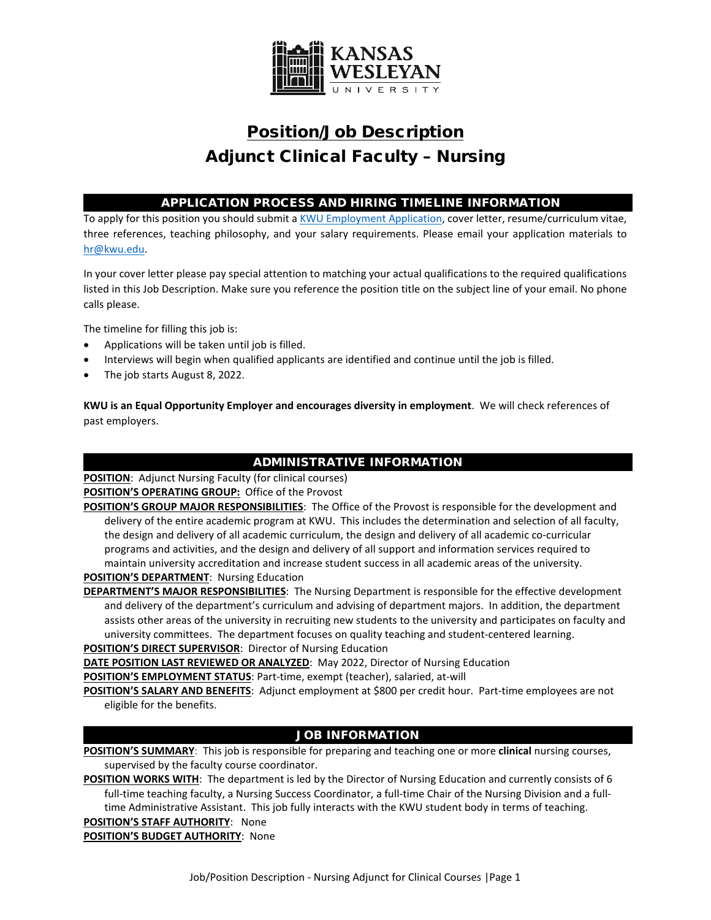# Position/Job Description
## Adjunct Clinical Faculty – Nursing

### APPLICATION PROCESS AND HIRING TIMELINE INFORMATION

To apply for this position you should submit a KWU Employment Application, cover letter, resume/curriculum vitae, three references, teaching philosophy, and your salary requirements. Please email your application materials to hr@kwu.edu.

In your cover letter please pay special attention to matching your actual qualifications to the required qualifications listed in this Job Description. Make sure you reference the position title on the subject line of your email. No phone calls please.

The timeline for filling this job is:

- Applications will be taken until job is filled.
- Interviews will begin when qualified applicants are identified and continue until the job is filled.
- The job starts August 8, 2022.

**KWU is an Equal Opportunity Employer and encourages diversity in employment**. We will check references of past employers.

### ADMINISTRATIVE INFORMATION

**POSITION**: Adjunct Nursing Faculty (for clinical courses)

**POSITION'S OPERATING GROUP:** Office of the Provost

**POSITION'S GROUP MAJOR RESPONSIBILITIES**: The Office of the Provost is responsible for the development and delivery of the entire academic program at KWU. This includes the determination and selection of all faculty, the design and delivery of all academic curriculum, the design and delivery of all academic co-curricular programs and activities, and the design and delivery of all support and information services required to maintain university accreditation and increase student success in all academic areas of the university.

**POSITION'S DEPARTMENT**: Nursing Education

**DEPARTMENT'S MAJOR RESPONSIBILITIES**: The Nursing Department is responsible for the effective development and delivery of the department's curriculum and advising of department majors. In addition, the department assists other areas of the university in recruiting new students to the university and participates on faculty and university committees. The department focuses on quality teaching and student-centered learning.

**POSITION'S DIRECT SUPERVISOR**: Director of Nursing Education

**DATE POSITION LAST REVIEWED OR ANALYZED**: May 2022, Director of Nursing Education

**POSITION'S EMPLOYMENT STATUS**: Part-time, exempt (teacher), salaried, at-will

**POSITION'S SALARY AND BENEFITS**: Adjunct employment at $800 per credit hour. Part-time employees are not eligible for the benefits.

### JOB INFORMATION

**POSITION'S SUMMARY**: This job is responsible for preparing and teaching one or more **clinical** nursing courses, supervised by the faculty course coordinator.

**POSITION WORKS WITH**: The department is led by the Director of Nursing Education and currently consists of 6 full-time teaching faculty, a Nursing Success Coordinator, a full-time Chair of the Nursing Division and a full-time Administrative Assistant. This job fully interacts with the KWU student body in terms of teaching.

**POSITION'S STAFF AUTHORITY**: None

**POSITION'S BUDGET AUTHORITY**: None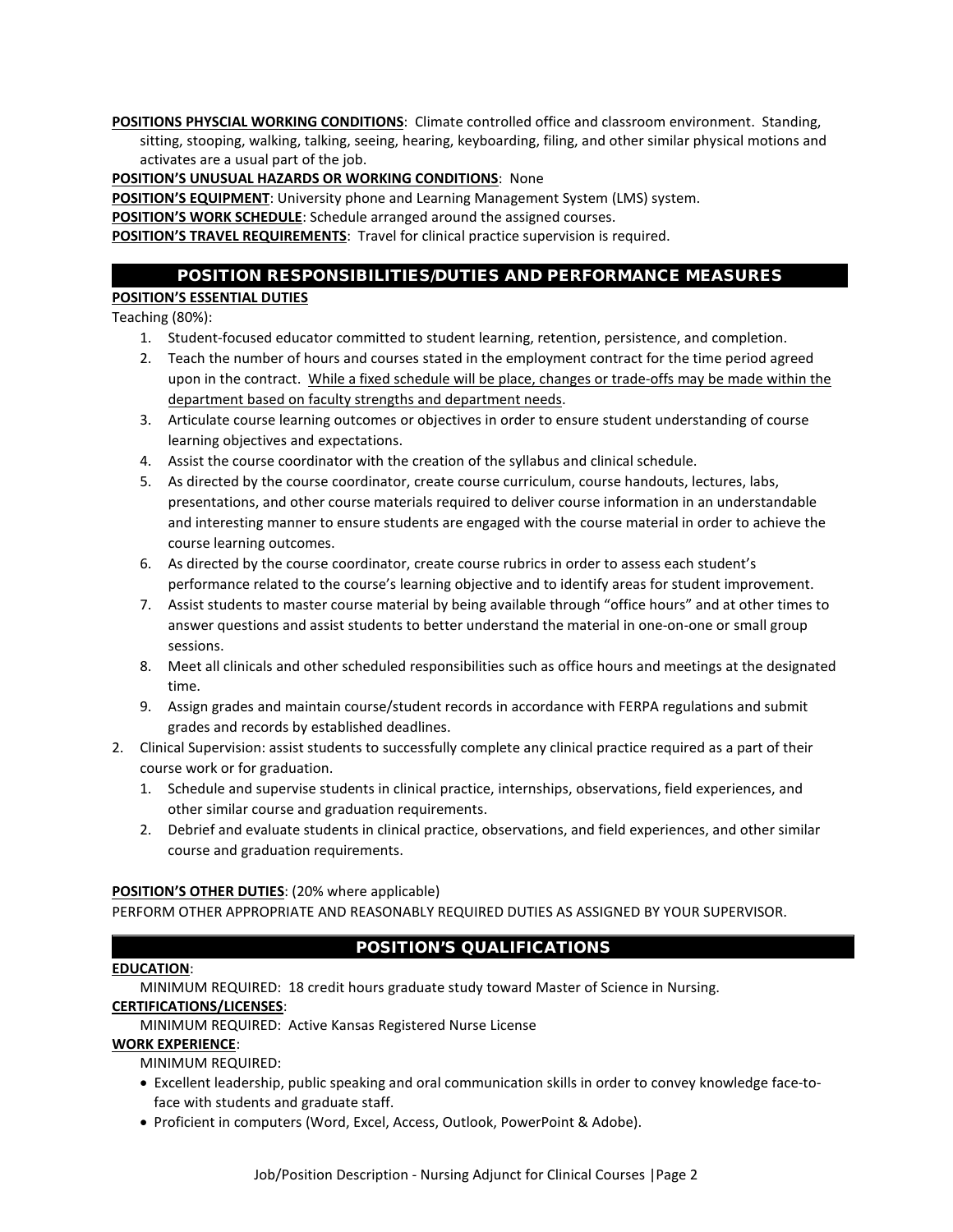**POSITIONS PHYSCIAL WORKING CONDITIONS**: Climate controlled office and classroom environment. Standing, sitting, stooping, walking, talking, seeing, hearing, keyboarding, filing, and other similar physical motions and activates are a usual part of the job.

**POSITION'S UNUSUAL HAZARDS OR WORKING CONDITIONS**: None

**POSITION'S EQUIPMENT**: University phone and Learning Management System (LMS) system.

**POSITION'S WORK SCHEDULE**: Schedule arranged around the assigned courses.

**POSITION'S TRAVEL REQUIREMENTS**: Travel for clinical practice supervision is required.

## POSITION RESPONSIBILITIES/DUTIES AND PERFORMANCE MEASURES

**POSITION'S ESSENTIAL DUTIES**

Teaching (80%):

1. Student-focused educator committed to student learning, retention, persistence, and completion.
2. Teach the number of hours and courses stated in the employment contract for the time period agreed upon in the contract. <u>While a fixed schedule will be place, changes or trade-offs may be made within the department based on faculty strengths and department needs</u>.
3. Articulate course learning outcomes or objectives in order to ensure student understanding of course learning objectives and expectations.
4. Assist the course coordinator with the creation of the syllabus and clinical schedule.
5. As directed by the course coordinator, create course curriculum, course handouts, lectures, labs, presentations, and other course materials required to deliver course information in an understandable and interesting manner to ensure students are engaged with the course material in order to achieve the course learning outcomes.
6. As directed by the course coordinator, create course rubrics in order to assess each student's performance related to the course's learning objective and to identify areas for student improvement.
7. Assist students to master course material by being available through "office hours" and at other times to answer questions and assist students to better understand the material in one-on-one or small group sessions.
8. Meet all clinicals and other scheduled responsibilities such as office hours and meetings at the designated time.
9. Assign grades and maintain course/student records in accordance with FERPA regulations and submit grades and records by established deadlines.

2. Clinical Supervision: assist students to successfully complete any clinical practice required as a part of their course work or for graduation.
   1. Schedule and supervise students in clinical practice, internships, observations, field experiences, and other similar course and graduation requirements.
   2. Debrief and evaluate students in clinical practice, observations, and field experiences, and other similar course and graduation requirements.

**POSITION'S OTHER DUTIES**: (20% where applicable)

PERFORM OTHER APPROPRIATE AND REASONABLY REQUIRED DUTIES AS ASSIGNED BY YOUR SUPERVISOR.

## POSITION'S QUALIFICATIONS

**EDUCATION**:

MINIMUM REQUIRED: 18 credit hours graduate study toward Master of Science in Nursing.

**CERTIFICATIONS/LICENSES**:

MINIMUM REQUIRED: Active Kansas Registered Nurse License

**WORK EXPERIENCE**:

MINIMUM REQUIRED:

- Excellent leadership, public speaking and oral communication skills in order to convey knowledge face-to-face with students and graduate staff.
- Proficient in computers (Word, Excel, Access, Outlook, PowerPoint & Adobe).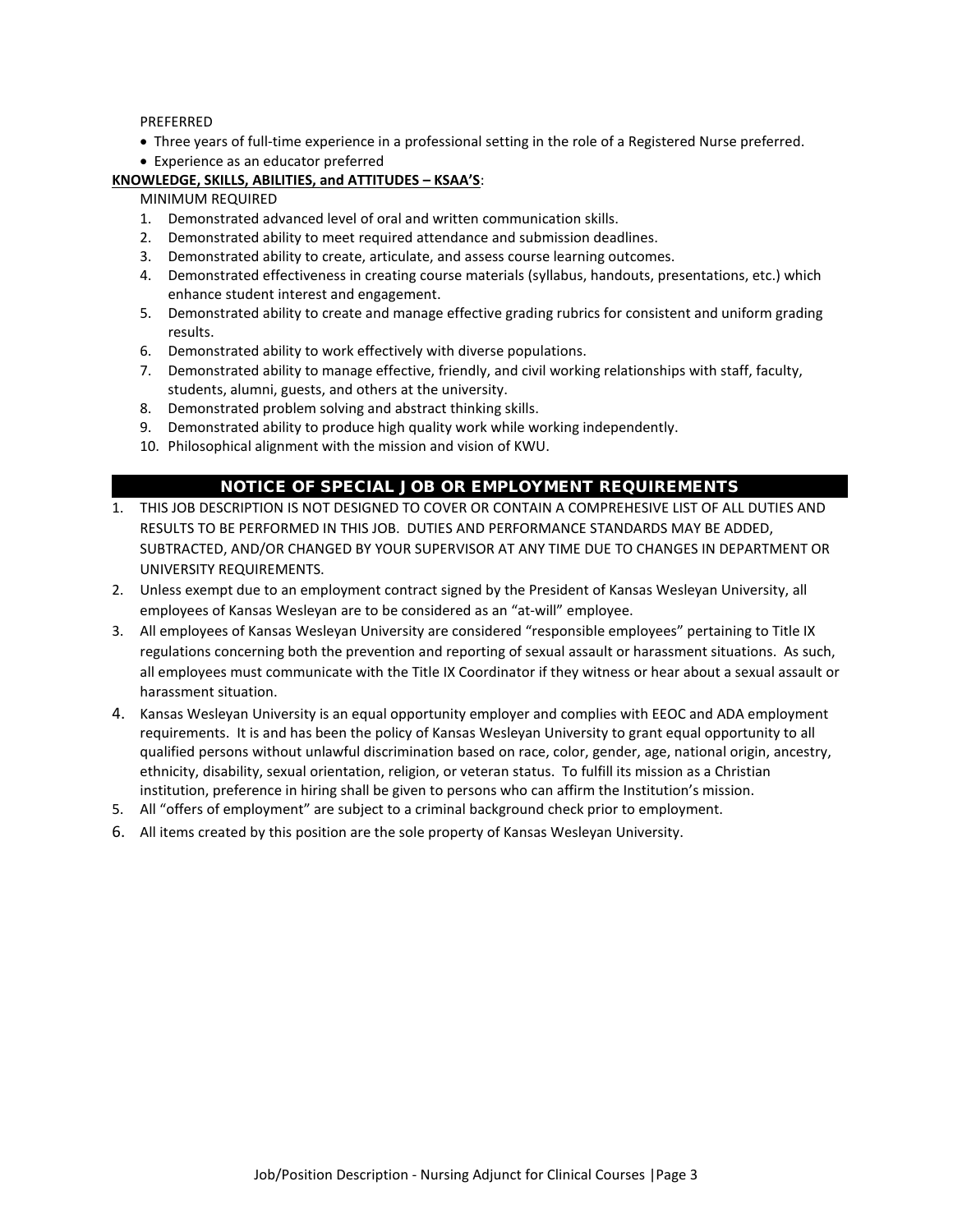PREFERRED

- Three years of full-time experience in a professional setting in the role of a Registered Nurse preferred.
- Experience as an educator preferred

**KNOWLEDGE, SKILLS, ABILITIES, and ATTITUDES – KSAA'S**:

MINIMUM REQUIRED

1. Demonstrated advanced level of oral and written communication skills.
2. Demonstrated ability to meet required attendance and submission deadlines.
3. Demonstrated ability to create, articulate, and assess course learning outcomes.
4. Demonstrated effectiveness in creating course materials (syllabus, handouts, presentations, etc.) which enhance student interest and engagement.
5. Demonstrated ability to create and manage effective grading rubrics for consistent and uniform grading results.
6. Demonstrated ability to work effectively with diverse populations.
7. Demonstrated ability to manage effective, friendly, and civil working relationships with staff, faculty, students, alumni, guests, and others at the university.
8. Demonstrated problem solving and abstract thinking skills.
9. Demonstrated ability to produce high quality work while working independently.
10. Philosophical alignment with the mission and vision of KWU.

## NOTICE OF SPECIAL JOB OR EMPLOYMENT REQUIREMENTS

1. THIS JOB DESCRIPTION IS NOT DESIGNED TO COVER OR CONTAIN A COMPREHESIVE LIST OF ALL DUTIES AND RESULTS TO BE PERFORMED IN THIS JOB. DUTIES AND PERFORMANCE STANDARDS MAY BE ADDED, SUBTRACTED, AND/OR CHANGED BY YOUR SUPERVISOR AT ANY TIME DUE TO CHANGES IN DEPARTMENT OR UNIVERSITY REQUIREMENTS.
2. Unless exempt due to an employment contract signed by the President of Kansas Wesleyan University, all employees of Kansas Wesleyan are to be considered as an "at-will" employee.
3. All employees of Kansas Wesleyan University are considered "responsible employees" pertaining to Title IX regulations concerning both the prevention and reporting of sexual assault or harassment situations. As such, all employees must communicate with the Title IX Coordinator if they witness or hear about a sexual assault or harassment situation.
4. Kansas Wesleyan University is an equal opportunity employer and complies with EEOC and ADA employment requirements. It is and has been the policy of Kansas Wesleyan University to grant equal opportunity to all qualified persons without unlawful discrimination based on race, color, gender, age, national origin, ancestry, ethnicity, disability, sexual orientation, religion, or veteran status. To fulfill its mission as a Christian institution, preference in hiring shall be given to persons who can affirm the Institution's mission.
5. All "offers of employment" are subject to a criminal background check prior to employment.
6. All items created by this position are the sole property of Kansas Wesleyan University.